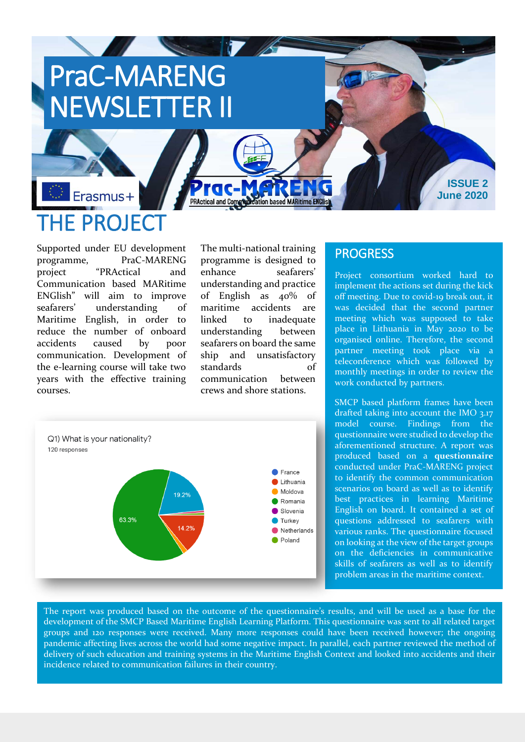# PraC-MARENG NEWSLETTER II

Erasmus+

Prac-MARENG
PRActical and Communication based MARitime ENGlish

**ISSUE 2**
**June 2020**

## THE PROJECT

Supported under EU development programme, PraC-MARENG project "PRActical and Communication based MARitime ENGlish" will aim to improve seafarers' understanding of Maritime English, in order to reduce the number of onboard accidents caused by poor communication. Development of the e-learning course will take two years with the effective training courses.

The multi-national training programme is designed to enhance seafarers' understanding and practice of English as 40% of maritime accidents are linked to inadequate understanding between seafarers on board the same ship and unsatisfactory standards of communication between crews and shore stations.

Q1) What is your nationality?
120 responses

| Nationality | Share |
| --- | --- |
| France | |
| Lithuania | 14.2% |
| Moldova | |
| Romania | 63.3% |
| Slovenia | |
| Turkey | 19.2% |
| Netherlands | |
| Poland | |

## PROGRESS

Project consortium worked hard to implement the actions set during the kick off meeting. Due to covid-19 break out, it was decided that the second partner meeting which was supposed to take place in Lithuania in May 2020 to be organised online. Therefore, the second partner meeting took place via a teleconference which was followed by monthly meetings in order to review the work conducted by partners.

SMCP based platform frames have been drafted taking into account the IMO 3.17 model course. Findings from the questionnaire were studied to develop the aforementioned structure. A report was produced based on a **questionnaire** conducted under PraC-MARENG project to identify the common communication scenarios on board as well as to identify best practices in learning Maritime English on board. It contained a set of questions addressed to seafarers with various ranks. The questionnaire focused on looking at the view of the target groups on the deficiencies in communicative skills of seafarers as well as to identify problem areas in the maritime context.

The report was produced based on the outcome of the questionnaire's results, and will be used as a base for the development of the SMCP Based Maritime English Learning Platform. This questionnaire was sent to all related target groups and 120 responses were received. Many more responses could have been received however; the ongoing pandemic affecting lives across the world had some negative impact. In parallel, each partner reviewed the method of delivery of such education and training systems in the Maritime English Context and looked into accidents and their incidence related to communication failures in their country.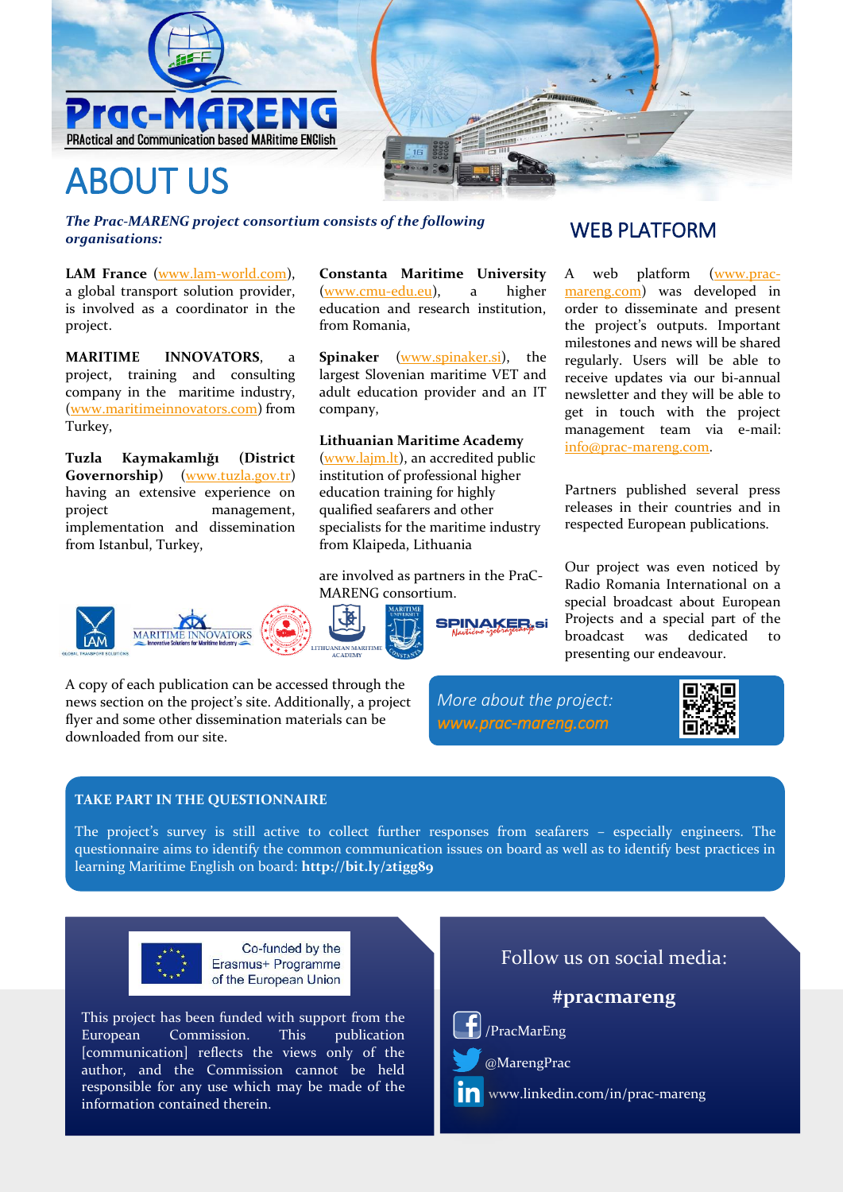Prac-MARENG

PRActical and Communication based MARitime ENGlish

# ABOUT US

***The Prac-MARENG project consortium consists of the following organisations:***

**LAM France** (www.lam-world.com), a global transport solution provider, is involved as a coordinator in the project.

**MARITIME INNOVATORS**, a project, training and consulting company in the maritime industry, (www.maritimeinnovators.com) from Turkey,

**Tuzla Kaymakamlığı (District Governorship)** (www.tuzla.gov.tr) having an extensive experience on project management, implementation and dissemination from Istanbul, Turkey,

**Constanta Maritime University** (www.cmu-edu.eu), a higher education and research institution, from Romania,

**Spinaker** (www.spinaker.si), the largest Slovenian maritime VET and adult education provider and an IT company,

**Lithuanian Maritime Academy** (www.lajm.lt), an accredited public institution of professional higher education training for highly qualified seafarers and other specialists for the maritime industry from Klaipeda, Lithuania

are involved as partners in the PraC-MARENG consortium.

A copy of each publication can be accessed through the news section on the project's site. Additionally, a project flyer and some other dissemination materials can be downloaded from our site.

## WEB PLATFORM

A web platform (www.prac-mareng.com) was developed in order to disseminate and present the project's outputs. Important milestones and news will be shared regularly. Users will be able to receive updates via our bi-annual newsletter and they will be able to get in touch with the project management team via e-mail: info@prac-mareng.com.

Partners published several press releases in their countries and in respected European publications.

Our project was even noticed by Radio Romania International on a special broadcast about European Projects and a special part of the broadcast was dedicated to presenting our endeavour.

*More about the project:*
*www.prac-mareng.com*

## TAKE PART IN THE QUESTIONNAIRE

The project's survey is still active to collect further responses from seafarers – especially engineers. The questionnaire aims to identify the common communication issues on board as well as to identify best practices in learning Maritime English on board: **http://bit.ly/2tigg89**

Co-funded by the Erasmus+ Programme of the European Union

This project has been funded with support from the European Commission. This publication [communication] reflects the views only of the author, and the Commission cannot be held responsible for any use which may be made of the information contained therein.

Follow us on social media:

**#pracmareng**

/PracMarEng

@MarengPrac

www.linkedin.com/in/prac-mareng